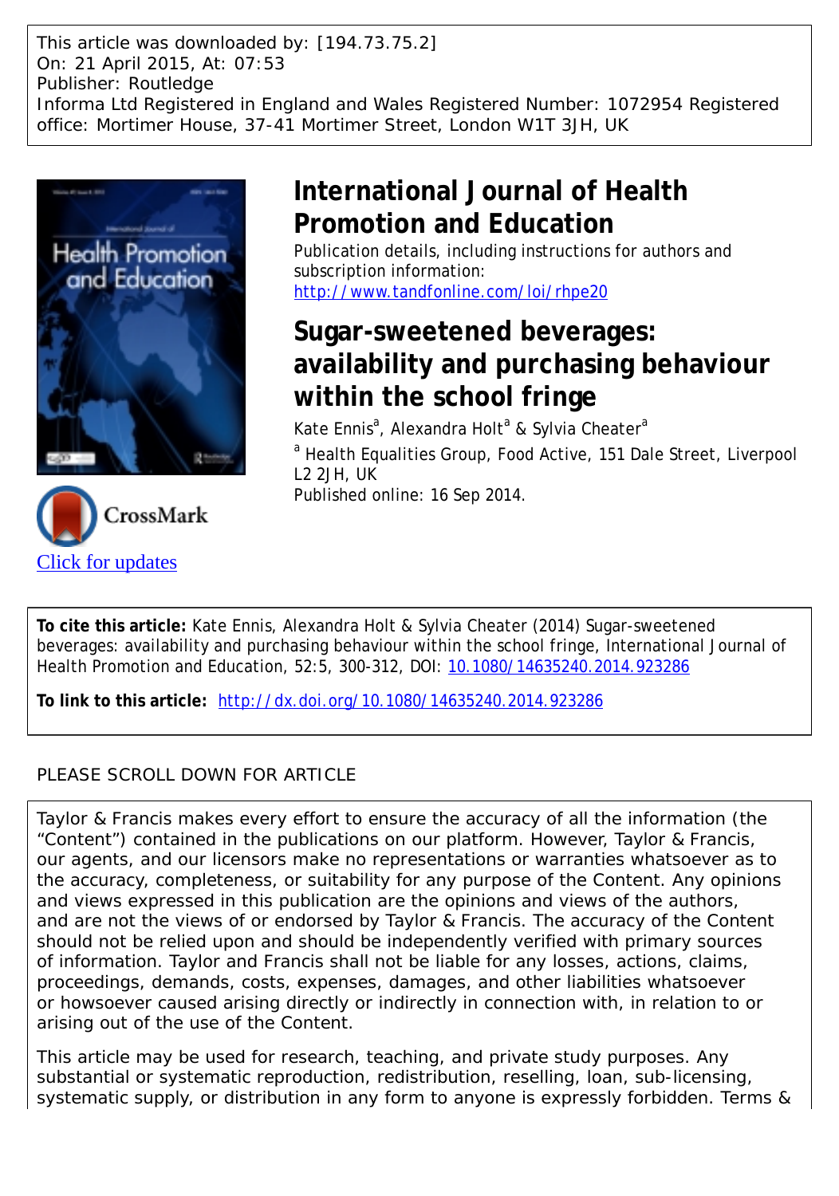This article was downloaded by: [194.73.75.2]
On: 21 April 2015, At: 07:53
Publisher: Routledge
Informa Ltd Registered in England and Wales Registered Number: 1072954 Registered office: Mortimer House, 37-41 Mortimer Street, London W1T 3JH, UK

# International Journal of Health Promotion and Education

Publication details, including instructions for authors and subscription information:
http://www.tandfonline.com/loi/rhpe20

## Sugar-sweetened beverages: availability and purchasing behaviour within the school fringe

Kate Ennis[a], Alexandra Holt[a] & Sylvia Cheater[a]

[a] Health Equalities Group, Food Active, 151 Dale Street, Liverpool L2 2JH, UK

Published online: 16 Sep 2014.

CrossMark

Click for updates

**To cite this article:** Kate Ennis, Alexandra Holt & Sylvia Cheater (2014) Sugar-sweetened beverages: availability and purchasing behaviour within the school fringe, International Journal of Health Promotion and Education, 52:5, 300-312, DOI: 10.1080/14635240.2014.923286

**To link to this article:** http://dx.doi.org/10.1080/14635240.2014.923286

PLEASE SCROLL DOWN FOR ARTICLE

Taylor & Francis makes every effort to ensure the accuracy of all the information (the "Content") contained in the publications on our platform. However, Taylor & Francis, our agents, and our licensors make no representations or warranties whatsoever as to the accuracy, completeness, or suitability for any purpose of the Content. Any opinions and views expressed in this publication are the opinions and views of the authors, and are not the views of or endorsed by Taylor & Francis. The accuracy of the Content should not be relied upon and should be independently verified with primary sources of information. Taylor and Francis shall not be liable for any losses, actions, claims, proceedings, demands, costs, expenses, damages, and other liabilities whatsoever or howsoever caused arising directly or indirectly in connection with, in relation to or arising out of the use of the Content.

This article may be used for research, teaching, and private study purposes. Any substantial or systematic reproduction, redistribution, reselling, loan, sub-licensing, systematic supply, or distribution in any form to anyone is expressly forbidden. Terms &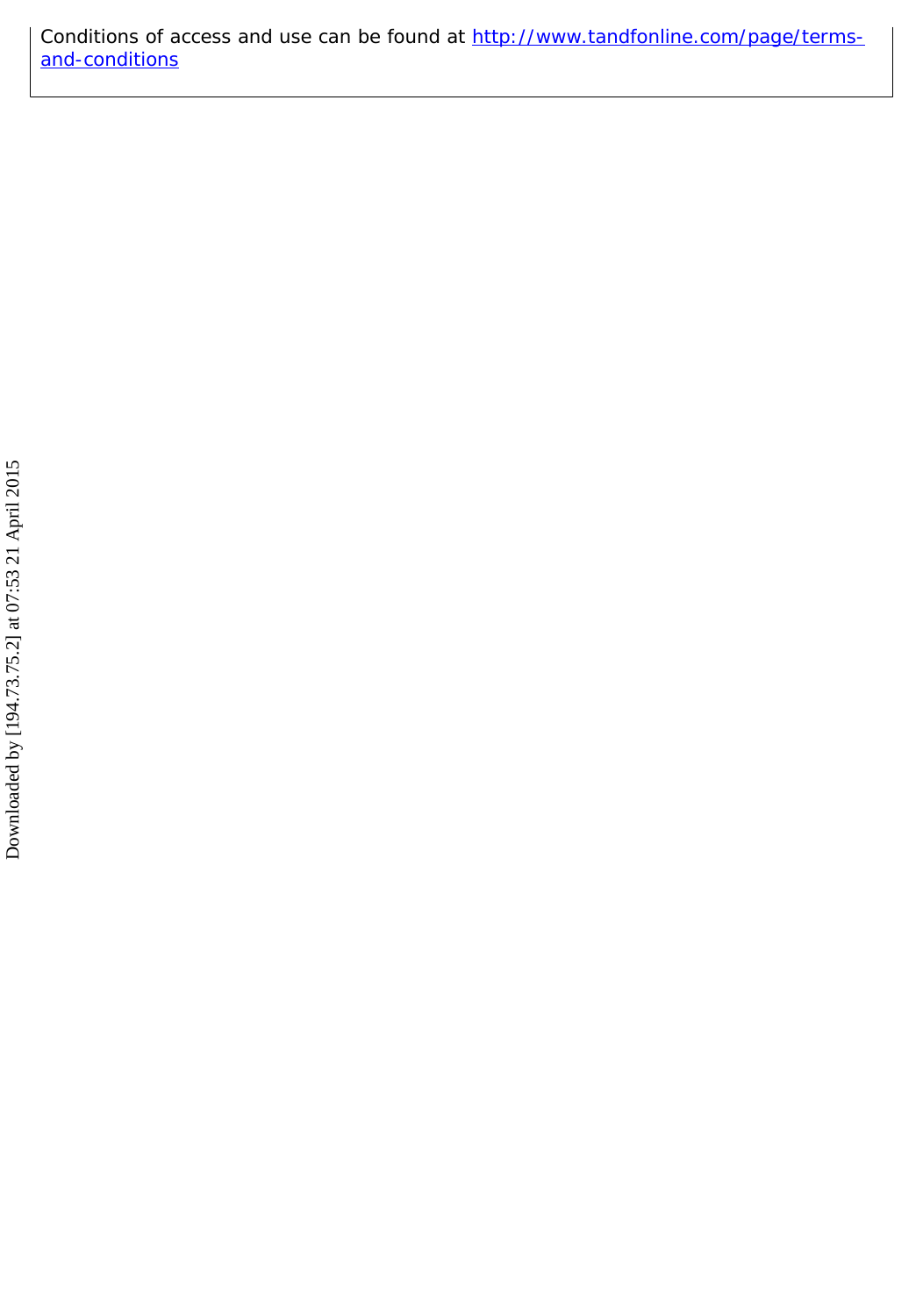Conditions of access and use can be found at [http://www.tandfonline.com/page/terms-and-conditions](http://www.tandfonline.com/page/terms-and-conditions)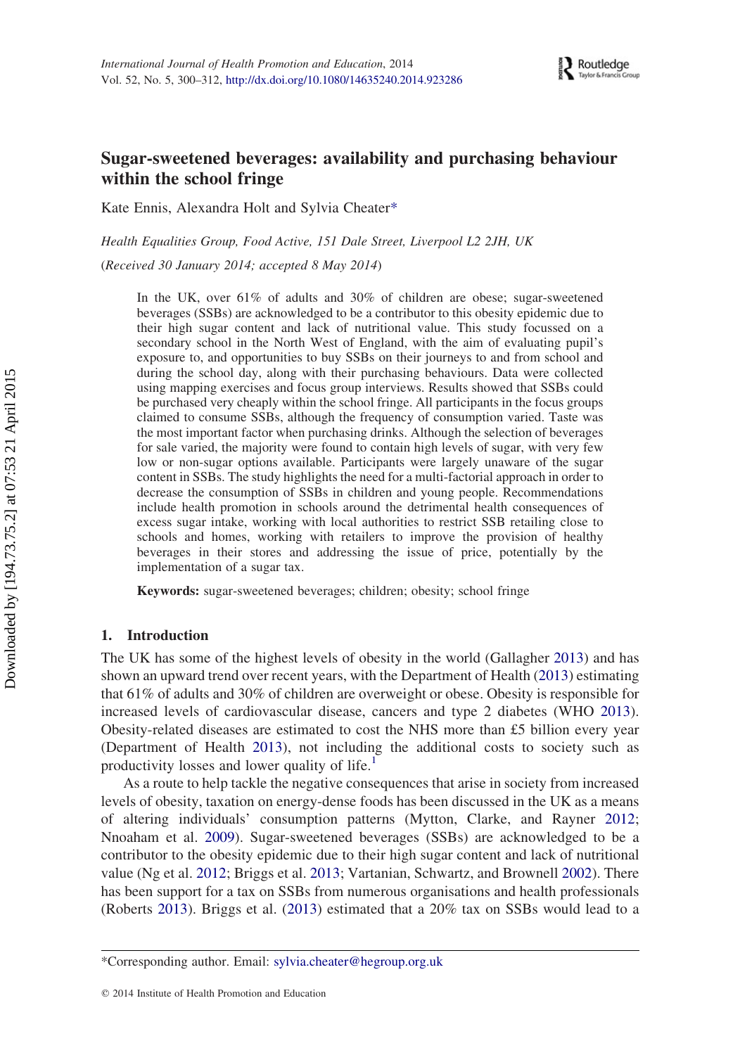# Sugar-sweetened beverages: availability and purchasing behaviour within the school fringe

Kate Ennis, Alexandra Holt and Sylvia Cheater*

*Health Equalities Group, Food Active, 151 Dale Street, Liverpool L2 2JH, UK*

(*Received 30 January 2014; accepted 8 May 2014*)

In the UK, over 61% of adults and 30% of children are obese; sugar-sweetened beverages (SSBs) are acknowledged to be a contributor to this obesity epidemic due to their high sugar content and lack of nutritional value. This study focussed on a secondary school in the North West of England, with the aim of evaluating pupil's exposure to, and opportunities to buy SSBs on their journeys to and from school and during the school day, along with their purchasing behaviours. Data were collected using mapping exercises and focus group interviews. Results showed that SSBs could be purchased very cheaply within the school fringe. All participants in the focus groups claimed to consume SSBs, although the frequency of consumption varied. Taste was the most important factor when purchasing drinks. Although the selection of beverages for sale varied, the majority were found to contain high levels of sugar, with very few low or non-sugar options available. Participants were largely unaware of the sugar content in SSBs. The study highlights the need for a multi-factorial approach in order to decrease the consumption of SSBs in children and young people. Recommendations include health promotion in schools around the detrimental health consequences of excess sugar intake, working with local authorities to restrict SSB retailing close to schools and homes, working with retailers to improve the provision of healthy beverages in their stores and addressing the issue of price, potentially by the implementation of a sugar tax.

**Keywords:** sugar-sweetened beverages; children; obesity; school fringe

## 1. Introduction

The UK has some of the highest levels of obesity in the world (Gallagher 2013) and has shown an upward trend over recent years, with the Department of Health (2013) estimating that 61% of adults and 30% of children are overweight or obese. Obesity is responsible for increased levels of cardiovascular disease, cancers and type 2 diabetes (WHO 2013). Obesity-related diseases are estimated to cost the NHS more than £5 billion every year (Department of Health 2013), not including the additional costs to society such as productivity losses and lower quality of life.[1]

As a route to help tackle the negative consequences that arise in society from increased levels of obesity, taxation on energy-dense foods has been discussed in the UK as a means of altering individuals' consumption patterns (Mytton, Clarke, and Rayner 2012; Nnoaham et al. 2009). Sugar-sweetened beverages (SSBs) are acknowledged to be a contributor to the obesity epidemic due to their high sugar content and lack of nutritional value (Ng et al. 2012; Briggs et al. 2013; Vartanian, Schwartz, and Brownell 2002). There has been support for a tax on SSBs from numerous organisations and health professionals (Roberts 2013). Briggs et al. (2013) estimated that a 20% tax on SSBs would lead to a

---

*Corresponding author. Email: sylvia.cheater@hegroup.org.uk

© 2014 Institute of Health Promotion and Education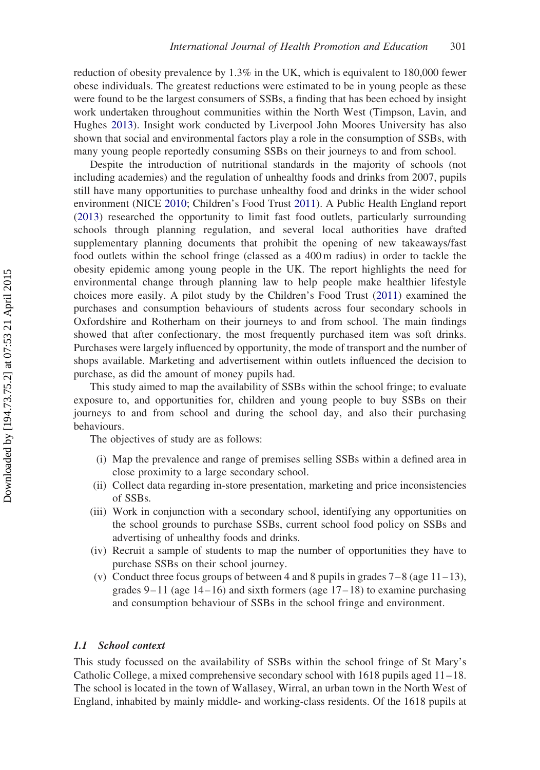reduction of obesity prevalence by 1.3% in the UK, which is equivalent to 180,000 fewer obese individuals. The greatest reductions were estimated to be in young people as these were found to be the largest consumers of SSBs, a finding that has been echoed by insight work undertaken throughout communities within the North West (Timpson, Lavin, and Hughes 2013). Insight work conducted by Liverpool John Moores University has also shown that social and environmental factors play a role in the consumption of SSBs, with many young people reportedly consuming SSBs on their journeys to and from school.

Despite the introduction of nutritional standards in the majority of schools (not including academies) and the regulation of unhealthy foods and drinks from 2007, pupils still have many opportunities to purchase unhealthy food and drinks in the wider school environment (NICE 2010; Children's Food Trust 2011). A Public Health England report (2013) researched the opportunity to limit fast food outlets, particularly surrounding schools through planning regulation, and several local authorities have drafted supplementary planning documents that prohibit the opening of new takeaways/fast food outlets within the school fringe (classed as a 400 m radius) in order to tackle the obesity epidemic among young people in the UK. The report highlights the need for environmental change through planning law to help people make healthier lifestyle choices more easily. A pilot study by the Children's Food Trust (2011) examined the purchases and consumption behaviours of students across four secondary schools in Oxfordshire and Rotherham on their journeys to and from school. The main findings showed that after confectionary, the most frequently purchased item was soft drinks. Purchases were largely influenced by opportunity, the mode of transport and the number of shops available. Marketing and advertisement within outlets influenced the decision to purchase, as did the amount of money pupils had.

This study aimed to map the availability of SSBs within the school fringe; to evaluate exposure to, and opportunities for, children and young people to buy SSBs on their journeys to and from school and during the school day, and also their purchasing behaviours.

The objectives of study are as follows:

(i) Map the prevalence and range of premises selling SSBs within a defined area in close proximity to a large secondary school.
(ii) Collect data regarding in-store presentation, marketing and price inconsistencies of SSBs.
(iii) Work in conjunction with a secondary school, identifying any opportunities on the school grounds to purchase SSBs, current school food policy on SSBs and advertising of unhealthy foods and drinks.
(iv) Recruit a sample of students to map the number of opportunities they have to purchase SSBs on their school journey.
(v) Conduct three focus groups of between 4 and 8 pupils in grades 7–8 (age 11–13), grades 9–11 (age 14–16) and sixth formers (age 17–18) to examine purchasing and consumption behaviour of SSBs in the school fringe and environment.

### *1.1 School context*

This study focussed on the availability of SSBs within the school fringe of St Mary's Catholic College, a mixed comprehensive secondary school with 1618 pupils aged 11–18. The school is located in the town of Wallasey, Wirral, an urban town in the North West of England, inhabited by mainly middle- and working-class residents. Of the 1618 pupils at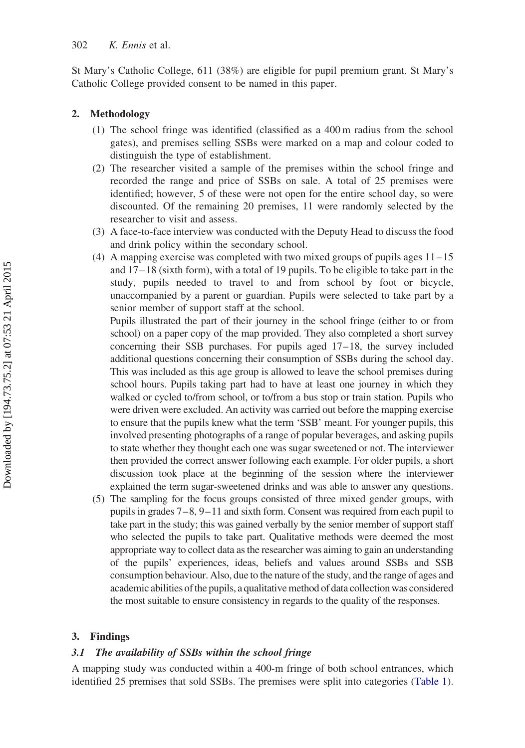St Mary's Catholic College, 611 (38%) are eligible for pupil premium grant. St Mary's Catholic College provided consent to be named in this paper.

## 2. Methodology

(1) The school fringe was identified (classified as a 400 m radius from the school gates), and premises selling SSBs were marked on a map and colour coded to distinguish the type of establishment.

(2) The researcher visited a sample of the premises within the school fringe and recorded the range and price of SSBs on sale. A total of 25 premises were identified; however, 5 of these were not open for the entire school day, so were discounted. Of the remaining 20 premises, 11 were randomly selected by the researcher to visit and assess.

(3) A face-to-face interview was conducted with the Deputy Head to discuss the food and drink policy within the secondary school.

(4) A mapping exercise was completed with two mixed groups of pupils ages 11–15 and 17–18 (sixth form), with a total of 19 pupils. To be eligible to take part in the study, pupils needed to travel to and from school by foot or bicycle, unaccompanied by a parent or guardian. Pupils were selected to take part by a senior member of support staff at the school.

Pupils illustrated the part of their journey in the school fringe (either to or from school) on a paper copy of the map provided. They also completed a short survey concerning their SSB purchases. For pupils aged 17–18, the survey included additional questions concerning their consumption of SSBs during the school day. This was included as this age group is allowed to leave the school premises during school hours. Pupils taking part had to have at least one journey in which they walked or cycled to/from school, or to/from a bus stop or train station. Pupils who were driven were excluded. An activity was carried out before the mapping exercise to ensure that the pupils knew what the term 'SSB' meant. For younger pupils, this involved presenting photographs of a range of popular beverages, and asking pupils to state whether they thought each one was sugar sweetened or not. The interviewer then provided the correct answer following each example. For older pupils, a short discussion took place at the beginning of the session where the interviewer explained the term sugar-sweetened drinks and was able to answer any questions.

(5) The sampling for the focus groups consisted of three mixed gender groups, with pupils in grades 7–8, 9–11 and sixth form. Consent was required from each pupil to take part in the study; this was gained verbally by the senior member of support staff who selected the pupils to take part. Qualitative methods were deemed the most appropriate way to collect data as the researcher was aiming to gain an understanding of the pupils' experiences, ideas, beliefs and values around SSBs and SSB consumption behaviour. Also, due to the nature of the study, and the range of ages and academic abilities of the pupils, a qualitative method of data collection was considered the most suitable to ensure consistency in regards to the quality of the responses.

## 3. Findings

### *3.1 The availability of SSBs within the school fringe*

A mapping study was conducted within a 400-m fringe of both school entrances, which identified 25 premises that sold SSBs. The premises were split into categories (Table 1).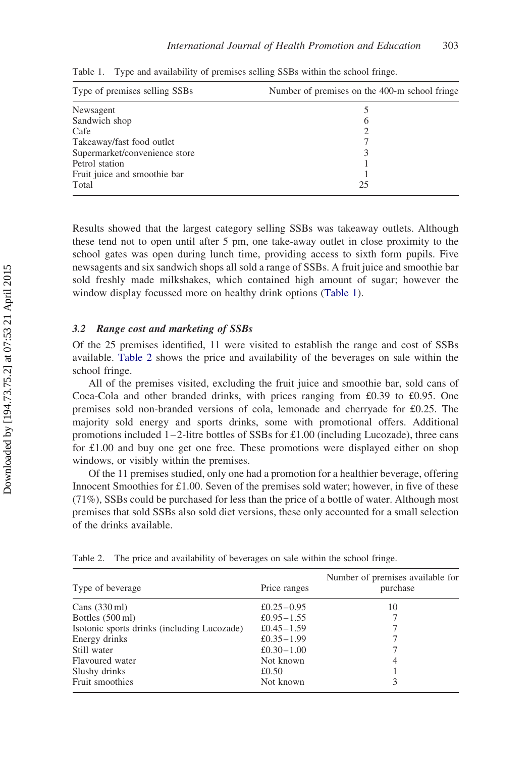Table 1. Type and availability of premises selling SSBs within the school fringe.

| Type of premises selling SSBs | Number of premises on the 400-m school fringe |
| --- | --- |
| Newsagent | 5 |
| Sandwich shop | 6 |
| Cafe | 2 |
| Takeaway/fast food outlet | 7 |
| Supermarket/convenience store | 3 |
| Petrol station | 1 |
| Fruit juice and smoothie bar | 1 |
| Total | 25 |

Results showed that the largest category selling SSBs was takeaway outlets. Although these tend not to open until after 5 pm, one take-away outlet in close proximity to the school gates was open during lunch time, providing access to sixth form pupils. Five newsagents and six sandwich shops all sold a range of SSBs. A fruit juice and smoothie bar sold freshly made milkshakes, which contained high amount of sugar; however the window display focussed more on healthy drink options (Table 1).

### 3.2 Range cost and marketing of SSBs

Of the 25 premises identified, 11 were visited to establish the range and cost of SSBs available. Table 2 shows the price and availability of the beverages on sale within the school fringe.

All of the premises visited, excluding the fruit juice and smoothie bar, sold cans of Coca-Cola and other branded drinks, with prices ranging from £0.39 to £0.95. One premises sold non-branded versions of cola, lemonade and cherryade for £0.25. The majority sold energy and sports drinks, some with promotional offers. Additional promotions included 1–2-litre bottles of SSBs for £1.00 (including Lucozade), three cans for £1.00 and buy one get one free. These promotions were displayed either on shop windows, or visibly within the premises.

Of the 11 premises studied, only one had a promotion for a healthier beverage, offering Innocent Smoothies for £1.00. Seven of the premises sold water; however, in five of these (71%), SSBs could be purchased for less than the price of a bottle of water. Although most premises that sold SSBs also sold diet versions, these only accounted for a small selection of the drinks available.

Table 2. The price and availability of beverages on sale within the school fringe.

| Type of beverage | Price ranges | Number of premises available for purchase |
| --- | --- | --- |
| Cans (330 ml) | £0.25–0.95 | 10 |
| Bottles (500 ml) | £0.95–1.55 | 7 |
| Isotonic sports drinks (including Lucozade) | £0.45–1.59 | 7 |
| Energy drinks | £0.35–1.99 | 7 |
| Still water | £0.30–1.00 | 7 |
| Flavoured water | Not known | 4 |
| Slushy drinks | £0.50 | 1 |
| Fruit smoothies | Not known | 3 |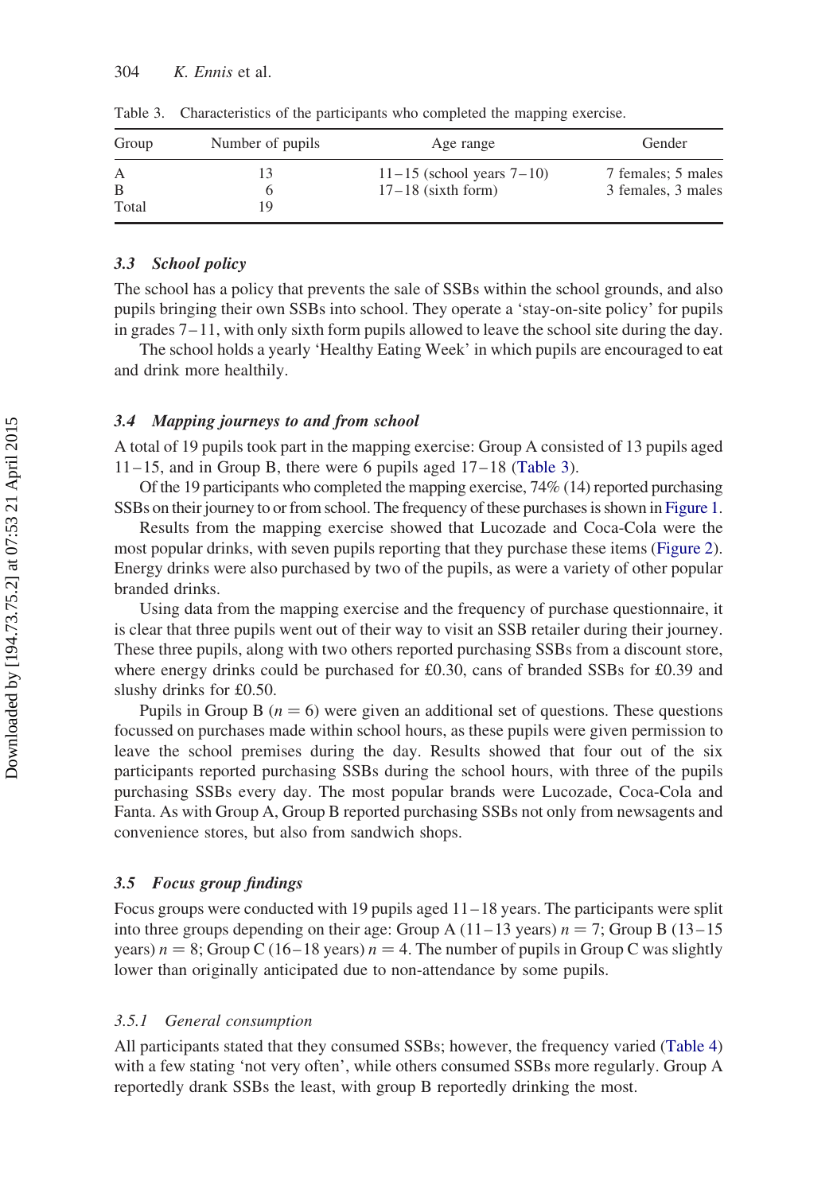Table 3. Characteristics of the participants who completed the mapping exercise.

| Group | Number of pupils | Age range | Gender |
|---|---|---|---|
| A | 13 | 11–15 (school years 7–10) | 7 females; 5 males |
| B | 6 | 17–18 (sixth form) | 3 females, 3 males |
| Total | 19 | | |

### 3.3 School policy

The school has a policy that prevents the sale of SSBs within the school grounds, and also pupils bringing their own SSBs into school. They operate a 'stay-on-site policy' for pupils in grades 7–11, with only sixth form pupils allowed to leave the school site during the day.

The school holds a yearly 'Healthy Eating Week' in which pupils are encouraged to eat and drink more healthily.

### 3.4 Mapping journeys to and from school

A total of 19 pupils took part in the mapping exercise: Group A consisted of 13 pupils aged 11–15, and in Group B, there were 6 pupils aged 17–18 (Table 3).

Of the 19 participants who completed the mapping exercise, 74% (14) reported purchasing SSBs on their journey to or from school. The frequency of these purchases is shown in Figure 1.

Results from the mapping exercise showed that Lucozade and Coca-Cola were the most popular drinks, with seven pupils reporting that they purchase these items (Figure 2). Energy drinks were also purchased by two of the pupils, as were a variety of other popular branded drinks.

Using data from the mapping exercise and the frequency of purchase questionnaire, it is clear that three pupils went out of their way to visit an SSB retailer during their journey. These three pupils, along with two others reported purchasing SSBs from a discount store, where energy drinks could be purchased for £0.30, cans of branded SSBs for £0.39 and slushy drinks for £0.50.

Pupils in Group B ($n = 6$) were given an additional set of questions. These questions focussed on purchases made within school hours, as these pupils were given permission to leave the school premises during the day. Results showed that four out of the six participants reported purchasing SSBs during the school hours, with three of the pupils purchasing SSBs every day. The most popular brands were Lucozade, Coca-Cola and Fanta. As with Group A, Group B reported purchasing SSBs not only from newsagents and convenience stores, but also from sandwich shops.

### 3.5 Focus group findings

Focus groups were conducted with 19 pupils aged 11–18 years. The participants were split into three groups depending on their age: Group A (11–13 years) $n = 7$; Group B (13–15 years) $n = 8$; Group C (16–18 years) $n = 4$. The number of pupils in Group C was slightly lower than originally anticipated due to non-attendance by some pupils.

#### 3.5.1 General consumption

All participants stated that they consumed SSBs; however, the frequency varied (Table 4) with a few stating 'not very often', while others consumed SSBs more regularly. Group A reportedly drank SSBs the least, with group B reportedly drinking the most.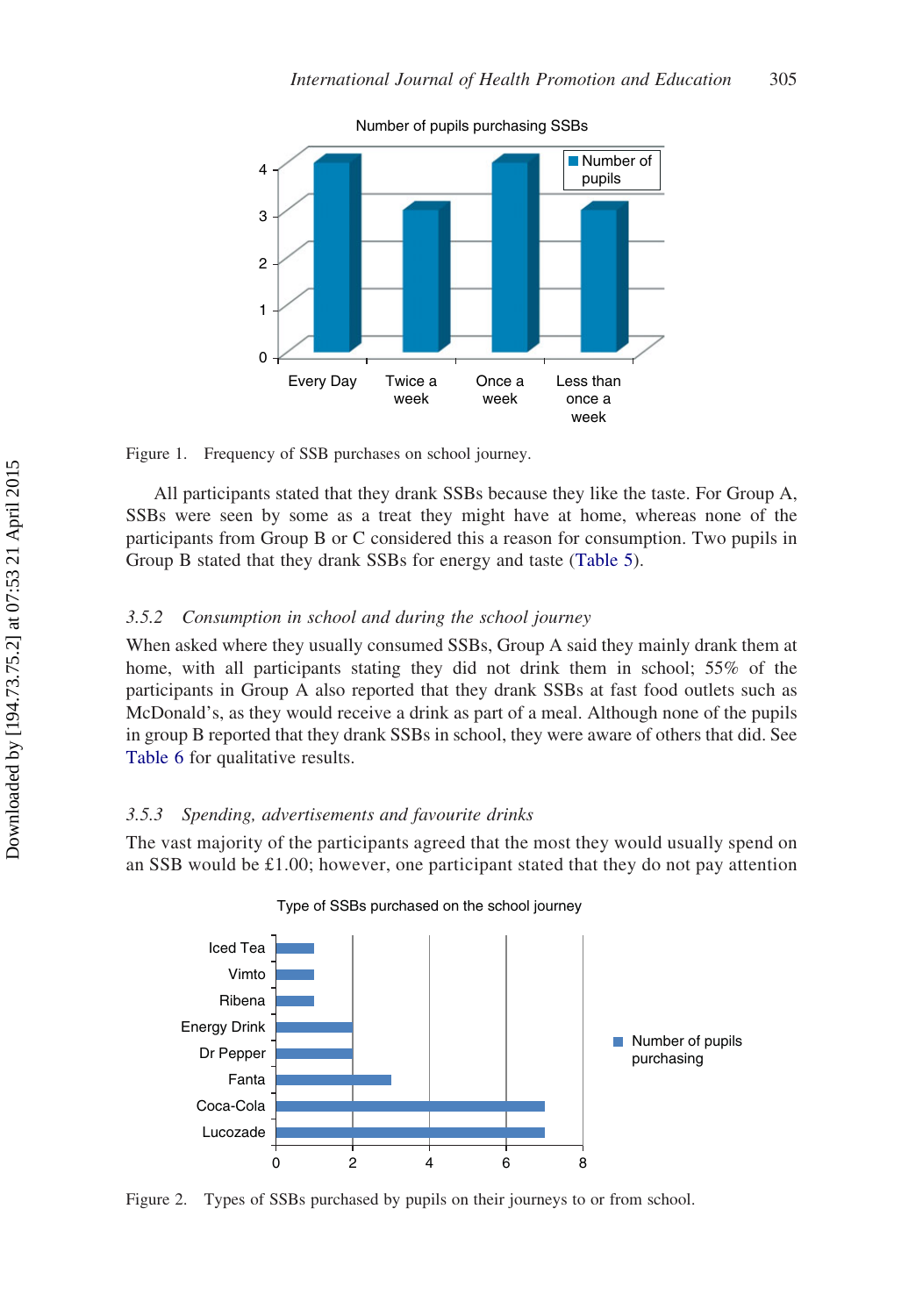Figure 1. Frequency of SSB purchases on school journey.

All participants stated that they drank SSBs because they like the taste. For Group A, SSBs were seen by some as a treat they might have at home, whereas none of the participants from Group B or C considered this a reason for consumption. Two pupils in Group B stated that they drank SSBs for energy and taste (Table 5).

### 3.5.2 *Consumption in school and during the school journey*

When asked where they usually consumed SSBs, Group A said they mainly drank them at home, with all participants stating they did not drink them in school; 55% of the participants in Group A also reported that they drank SSBs at fast food outlets such as McDonald's, as they would receive a drink as part of a meal. Although none of the pupils in group B reported that they drank SSBs in school, they were aware of others that did. See Table 6 for qualitative results.

### 3.5.3 *Spending, advertisements and favourite drinks*

The vast majority of the participants agreed that the most they would usually spend on an SSB would be £1.00; however, one participant stated that they do not pay attention

Figure 2. Types of SSBs purchased by pupils on their journeys to or from school.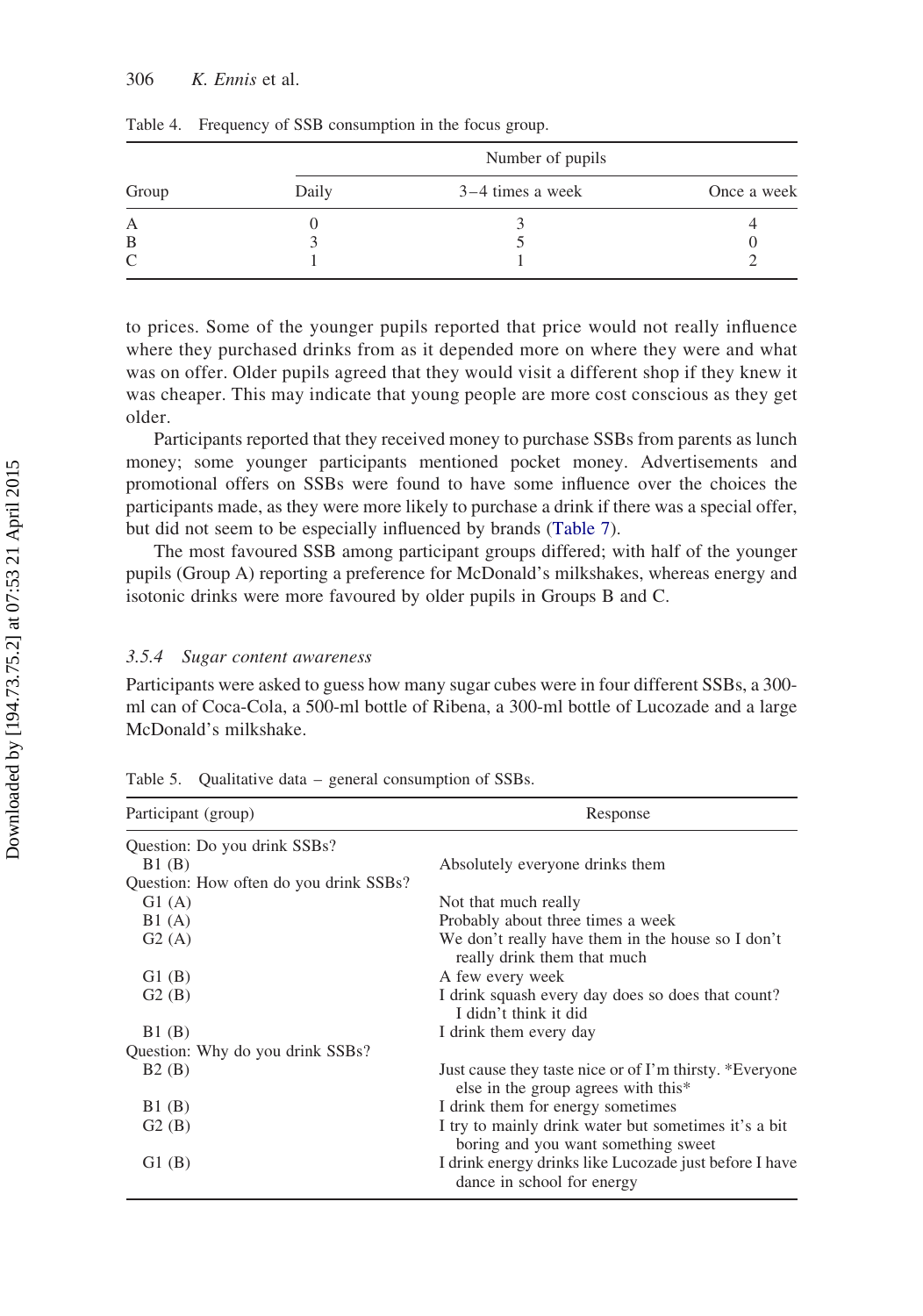Table 4. Frequency of SSB consumption in the focus group.

| Group | Number of pupils | | |
|---|---|---|---|
| | Daily | 3–4 times a week | Once a week |
| A | 0 | 3 | 4 |
| B | 3 | 5 | 0 |
| C | 1 | 1 | 2 |

to prices. Some of the younger pupils reported that price would not really influence where they purchased drinks from as it depended more on where they were and what was on offer. Older pupils agreed that they would visit a different shop if they knew it was cheaper. This may indicate that young people are more cost conscious as they get older.

Participants reported that they received money to purchase SSBs from parents as lunch money; some younger participants mentioned pocket money. Advertisements and promotional offers on SSBs were found to have some influence over the choices the participants made, as they were more likely to purchase a drink if there was a special offer, but did not seem to be especially influenced by brands (Table 7).

The most favoured SSB among participant groups differed; with half of the younger pupils (Group A) reporting a preference for McDonald's milkshakes, whereas energy and isotonic drinks were more favoured by older pupils in Groups B and C.

### *3.5.4 Sugar content awareness*

Participants were asked to guess how many sugar cubes were in four different SSBs, a 300-ml can of Coca-Cola, a 500-ml bottle of Ribena, a 300-ml bottle of Lucozade and a large McDonald's milkshake.

Table 5. Qualitative data – general consumption of SSBs.

| Participant (group) | Response |
|---|---|
| Question: Do you drink SSBs? | |
| B1 (B) | Absolutely everyone drinks them |
| Question: How often do you drink SSBs? | |
| G1 (A) | Not that much really |
| B1 (A) | Probably about three times a week |
| G2 (A) | We don't really have them in the house so I don't really drink them that much |
| G1 (B) | A few every week |
| G2 (B) | I drink squash every day does so does that count? I didn't think it did |
| B1 (B) | I drink them every day |
| Question: Why do you drink SSBs? | |
| B2 (B) | Just cause they taste nice or of I'm thirsty. *Everyone else in the group agrees with this* |
| B1 (B) | I drink them for energy sometimes |
| G2 (B) | I try to mainly drink water but sometimes it's a bit boring and you want something sweet |
| G1 (B) | I drink energy drinks like Lucozade just before I have dance in school for energy |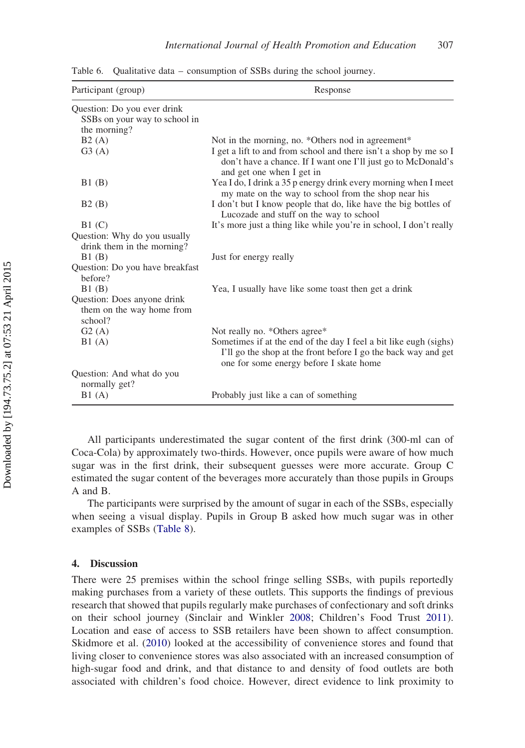Table 6. Qualitative data – consumption of SSBs during the school journey.

| Participant (group) | Response |
|---|---|
| Question: Do you ever drink SSBs on your way to school in the morning? | |
| B2 (A) | Not in the morning, no. *Others nod in agreement* |
| G3 (A) | I get a lift to and from school and there isn't a shop by me so I don't have a chance. If I want one I'll just go to McDonald's and get one when I get in |
| B1 (B) | Yea I do, I drink a 35 p energy drink every morning when I meet my mate on the way to school from the shop near his |
| B2 (B) | I don't but I know people that do, like have the big bottles of Lucozade and stuff on the way to school |
| B1 (C) | It's more just a thing like while you're in school, I don't really |
| Question: Why do you usually drink them in the morning? | |
| B1 (B) | Just for energy really |
| Question: Do you have breakfast before? | |
| B1 (B) | Yea, I usually have like some toast then get a drink |
| Question: Does anyone drink them on the way home from school? | |
| G2 (A) | Not really no. *Others agree* |
| B1 (A) | Sometimes if at the end of the day I feel a bit like eugh (sighs) I'll go the shop at the front before I go the back way and get one for some energy before I skate home |
| Question: And what do you normally get? | |
| B1 (A) | Probably just like a can of something |

All participants underestimated the sugar content of the first drink (300-ml can of Coca-Cola) by approximately two-thirds. However, once pupils were aware of how much sugar was in the first drink, their subsequent guesses were more accurate. Group C estimated the sugar content of the beverages more accurately than those pupils in Groups A and B.

The participants were surprised by the amount of sugar in each of the SSBs, especially when seeing a visual display. Pupils in Group B asked how much sugar was in other examples of SSBs (Table 8).

## 4. Discussion

There were 25 premises within the school fringe selling SSBs, with pupils reportedly making purchases from a variety of these outlets. This supports the findings of previous research that showed that pupils regularly make purchases of confectionary and soft drinks on their school journey (Sinclair and Winkler 2008; Children's Food Trust 2011). Location and ease of access to SSB retailers have been shown to affect consumption. Skidmore et al. (2010) looked at the accessibility of convenience stores and found that living closer to convenience stores was also associated with an increased consumption of high-sugar food and drink, and that distance to and density of food outlets are both associated with children's food choice. However, direct evidence to link proximity to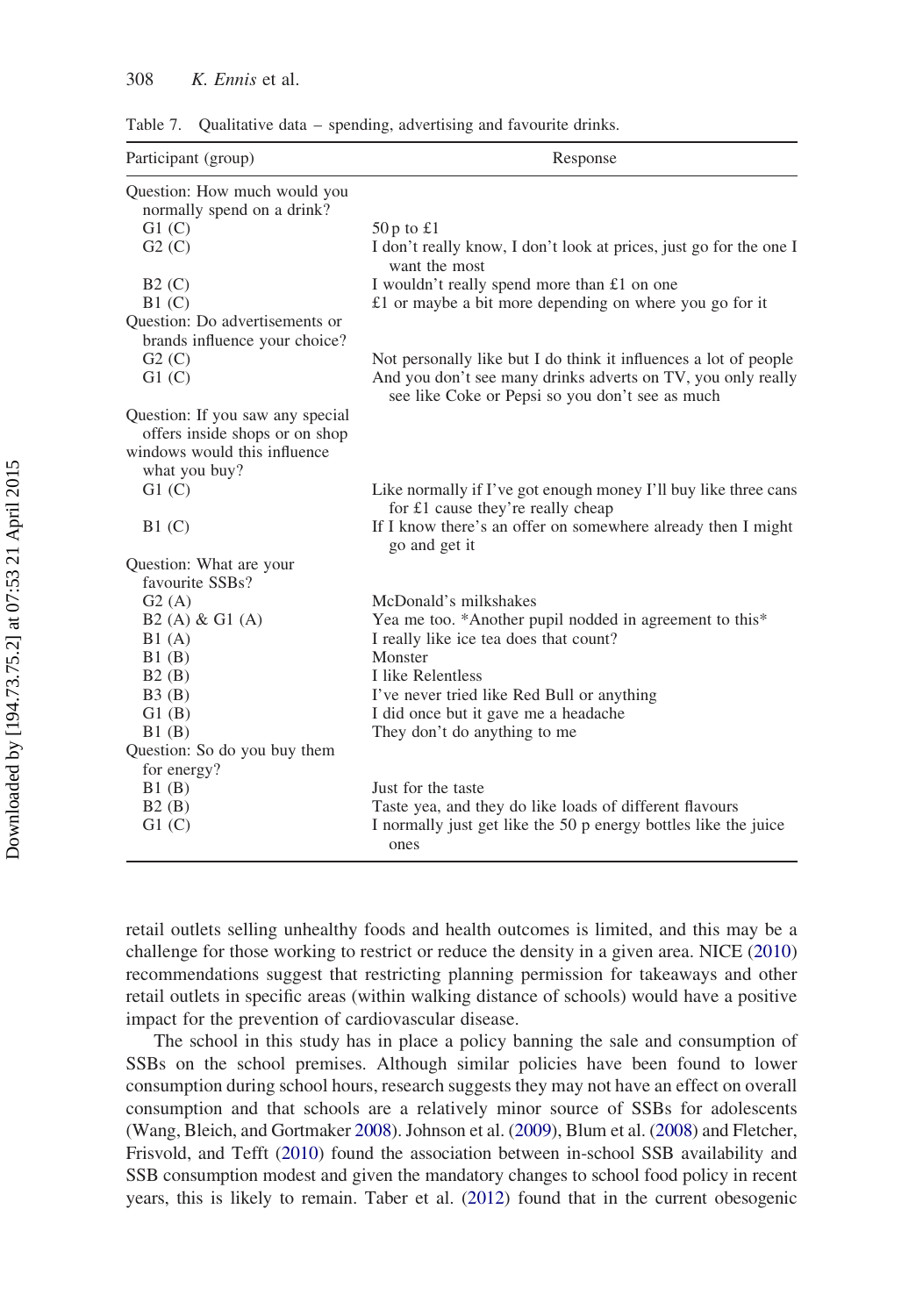Table 7. Qualitative data – spending, advertising and favourite drinks.

| Participant (group) | Response |
|---|---|
| Question: How much would you normally spend on a drink? | |
| G1 (C) | 50 p to £1 |
| G2 (C) | I don't really know, I don't look at prices, just go for the one I want the most |
| B2 (C) | I wouldn't really spend more than £1 on one |
| B1 (C) | £1 or maybe a bit more depending on where you go for it |
| Question: Do advertisements or brands influence your choice? | |
| G2 (C) | Not personally like but I do think it influences a lot of people |
| G1 (C) | And you don't see many drinks adverts on TV, you only really see like Coke or Pepsi so you don't see as much |
| Question: If you saw any special offers inside shops or on shop windows would this influence what you buy? | |
| G1 (C) | Like normally if I've got enough money I'll buy like three cans for £1 cause they're really cheap |
| B1 (C) | If I know there's an offer on somewhere already then I might go and get it |
| Question: What are your favourite SSBs? | |
| G2 (A) | McDonald's milkshakes |
| B2 (A) & G1 (A) | Yea me too. *Another pupil nodded in agreement to this* |
| B1 (A) | I really like ice tea does that count? |
| B1 (B) | Monster |
| B2 (B) | I like Relentless |
| B3 (B) | I've never tried like Red Bull or anything |
| G1 (B) | I did once but it gave me a headache |
| B1 (B) | They don't do anything to me |
| Question: So do you buy them for energy? | |
| B1 (B) | Just for the taste |
| B2 (B) | Taste yea, and they do like loads of different flavours |
| G1 (C) | I normally just get like the 50 p energy bottles like the juice ones |

retail outlets selling unhealthy foods and health outcomes is limited, and this may be a challenge for those working to restrict or reduce the density in a given area. NICE (2010) recommendations suggest that restricting planning permission for takeaways and other retail outlets in specific areas (within walking distance of schools) would have a positive impact for the prevention of cardiovascular disease.

The school in this study has in place a policy banning the sale and consumption of SSBs on the school premises. Although similar policies have been found to lower consumption during school hours, research suggests they may not have an effect on overall consumption and that schools are a relatively minor source of SSBs for adolescents (Wang, Bleich, and Gortmaker 2008). Johnson et al. (2009), Blum et al. (2008) and Fletcher, Frisvold, and Tefft (2010) found the association between in-school SSB availability and SSB consumption modest and given the mandatory changes to school food policy in recent years, this is likely to remain. Taber et al. (2012) found that in the current obesogenic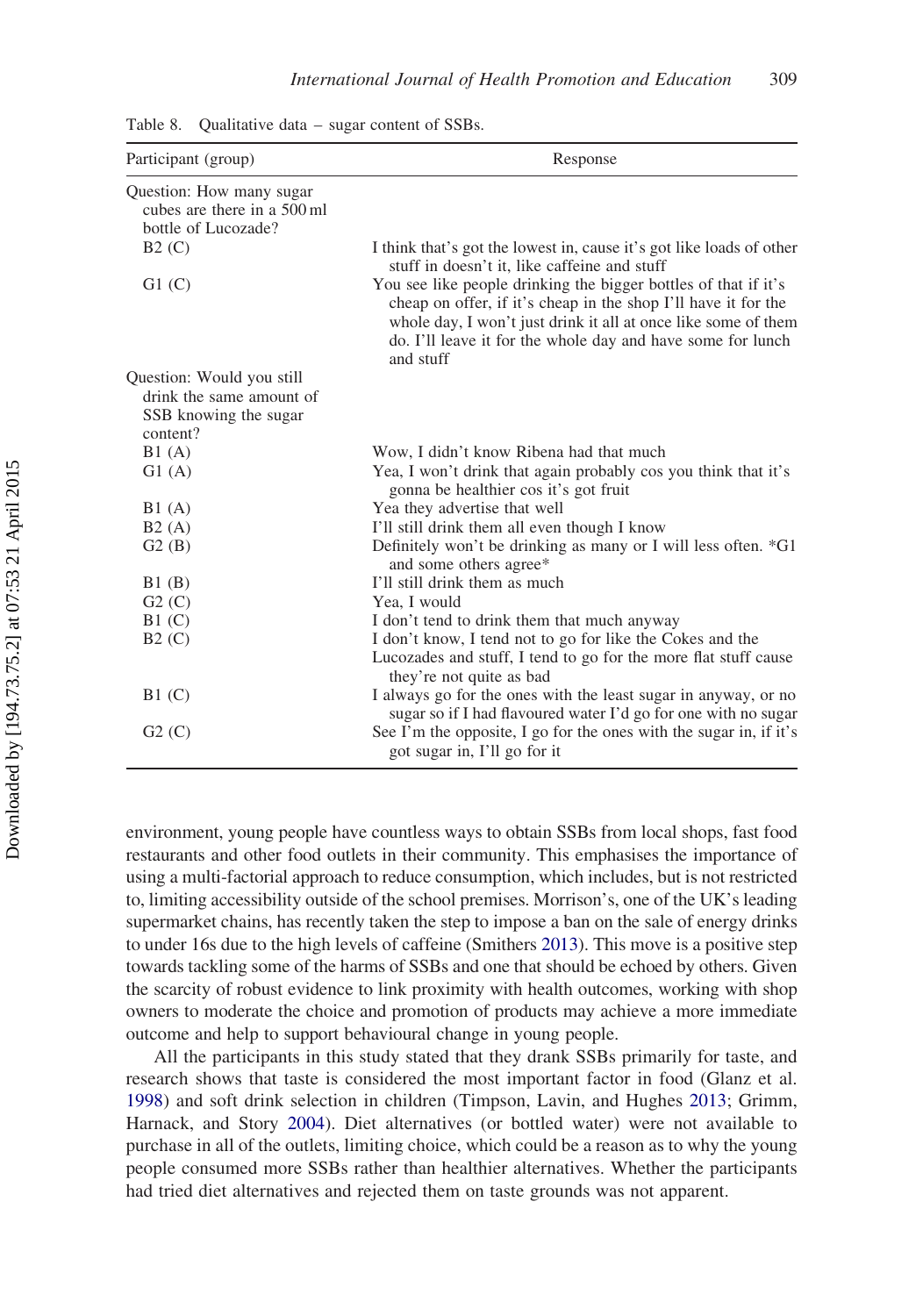Table 8. Qualitative data – sugar content of SSBs.

| Participant (group) | Response |
|---|---|
| Question: How many sugar cubes are there in a 500 ml bottle of Lucozade? | |
| B2 (C) | I think that's got the lowest in, cause it's got like loads of other stuff in doesn't it, like caffeine and stuff |
| G1 (C) | You see like people drinking the bigger bottles of that if it's cheap on offer, if it's cheap in the shop I'll have it for the whole day, I won't just drink it all at once like some of them do. I'll leave it for the whole day and have some for lunch and stuff |
| Question: Would you still drink the same amount of SSB knowing the sugar content? | |
| B1 (A) | Wow, I didn't know Ribena had that much |
| G1 (A) | Yea, I won't drink that again probably cos you think that it's gonna be healthier cos it's got fruit |
| B1 (A) | Yea they advertise that well |
| B2 (A) | I'll still drink them all even though I know |
| G2 (B) | Definitely won't be drinking as many or I will less often. *G1 and some others agree* |
| B1 (B) | I'll still drink them as much |
| G2 (C) | Yea, I would |
| B1 (C) | I don't tend to drink them that much anyway |
| B2 (C) | I don't know, I tend not to go for like the Cokes and the Lucozades and stuff, I tend to go for the more flat stuff cause they're not quite as bad |
| B1 (C) | I always go for the ones with the least sugar in anyway, or no sugar so if I had flavoured water I'd go for one with no sugar |
| G2 (C) | See I'm the opposite, I go for the ones with the sugar in, if it's got sugar in, I'll go for it |

environment, young people have countless ways to obtain SSBs from local shops, fast food restaurants and other food outlets in their community. This emphasises the importance of using a multi-factorial approach to reduce consumption, which includes, but is not restricted to, limiting accessibility outside of the school premises. Morrison's, one of the UK's leading supermarket chains, has recently taken the step to impose a ban on the sale of energy drinks to under 16s due to the high levels of caffeine (Smithers 2013). This move is a positive step towards tackling some of the harms of SSBs and one that should be echoed by others. Given the scarcity of robust evidence to link proximity with health outcomes, working with shop owners to moderate the choice and promotion of products may achieve a more immediate outcome and help to support behavioural change in young people.

All the participants in this study stated that they drank SSBs primarily for taste, and research shows that taste is considered the most important factor in food (Glanz et al. 1998) and soft drink selection in children (Timpson, Lavin, and Hughes 2013; Grimm, Harnack, and Story 2004). Diet alternatives (or bottled water) were not available to purchase in all of the outlets, limiting choice, which could be a reason as to why the young people consumed more SSBs rather than healthier alternatives. Whether the participants had tried diet alternatives and rejected them on taste grounds was not apparent.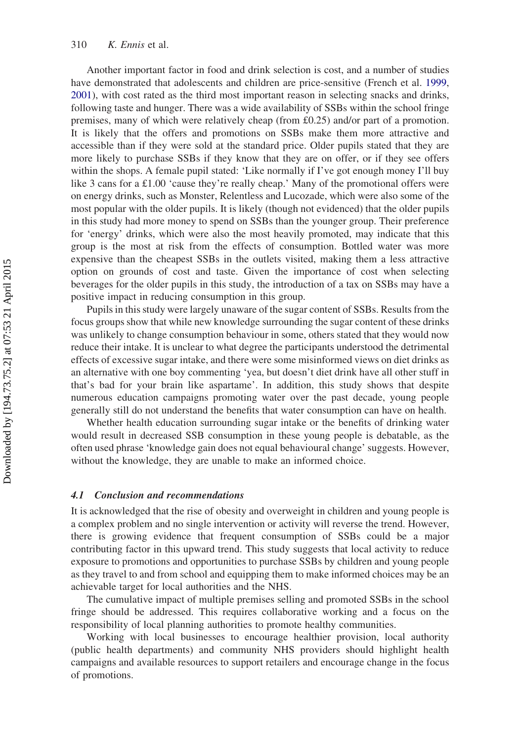Another important factor in food and drink selection is cost, and a number of studies have demonstrated that adolescents and children are price-sensitive (French et al. 1999, 2001), with cost rated as the third most important reason in selecting snacks and drinks, following taste and hunger. There was a wide availability of SSBs within the school fringe premises, many of which were relatively cheap (from £0.25) and/or part of a promotion. It is likely that the offers and promotions on SSBs make them more attractive and accessible than if they were sold at the standard price. Older pupils stated that they are more likely to purchase SSBs if they know that they are on offer, or if they see offers within the shops. A female pupil stated: 'Like normally if I've got enough money I'll buy like 3 cans for a £1.00 'cause they're really cheap.' Many of the promotional offers were on energy drinks, such as Monster, Relentless and Lucozade, which were also some of the most popular with the older pupils. It is likely (though not evidenced) that the older pupils in this study had more money to spend on SSBs than the younger group. Their preference for 'energy' drinks, which were also the most heavily promoted, may indicate that this group is the most at risk from the effects of consumption. Bottled water was more expensive than the cheapest SSBs in the outlets visited, making them a less attractive option on grounds of cost and taste. Given the importance of cost when selecting beverages for the older pupils in this study, the introduction of a tax on SSBs may have a positive impact in reducing consumption in this group.

Pupils in this study were largely unaware of the sugar content of SSBs. Results from the focus groups show that while new knowledge surrounding the sugar content of these drinks was unlikely to change consumption behaviour in some, others stated that they would now reduce their intake. It is unclear to what degree the participants understood the detrimental effects of excessive sugar intake, and there were some misinformed views on diet drinks as an alternative with one boy commenting 'yea, but doesn't diet drink have all other stuff in that's bad for your brain like aspartame'. In addition, this study shows that despite numerous education campaigns promoting water over the past decade, young people generally still do not understand the benefits that water consumption can have on health.

Whether health education surrounding sugar intake or the benefits of drinking water would result in decreased SSB consumption in these young people is debatable, as the often used phrase 'knowledge gain does not equal behavioural change' suggests. However, without the knowledge, they are unable to make an informed choice.

### *4.1 Conclusion and recommendations*

It is acknowledged that the rise of obesity and overweight in children and young people is a complex problem and no single intervention or activity will reverse the trend. However, there is growing evidence that frequent consumption of SSBs could be a major contributing factor in this upward trend. This study suggests that local activity to reduce exposure to promotions and opportunities to purchase SSBs by children and young people as they travel to and from school and equipping them to make informed choices may be an achievable target for local authorities and the NHS.

The cumulative impact of multiple premises selling and promoted SSBs in the school fringe should be addressed. This requires collaborative working and a focus on the responsibility of local planning authorities to promote healthy communities.

Working with local businesses to encourage healthier provision, local authority (public health departments) and community NHS providers should highlight health campaigns and available resources to support retailers and encourage change in the focus of promotions.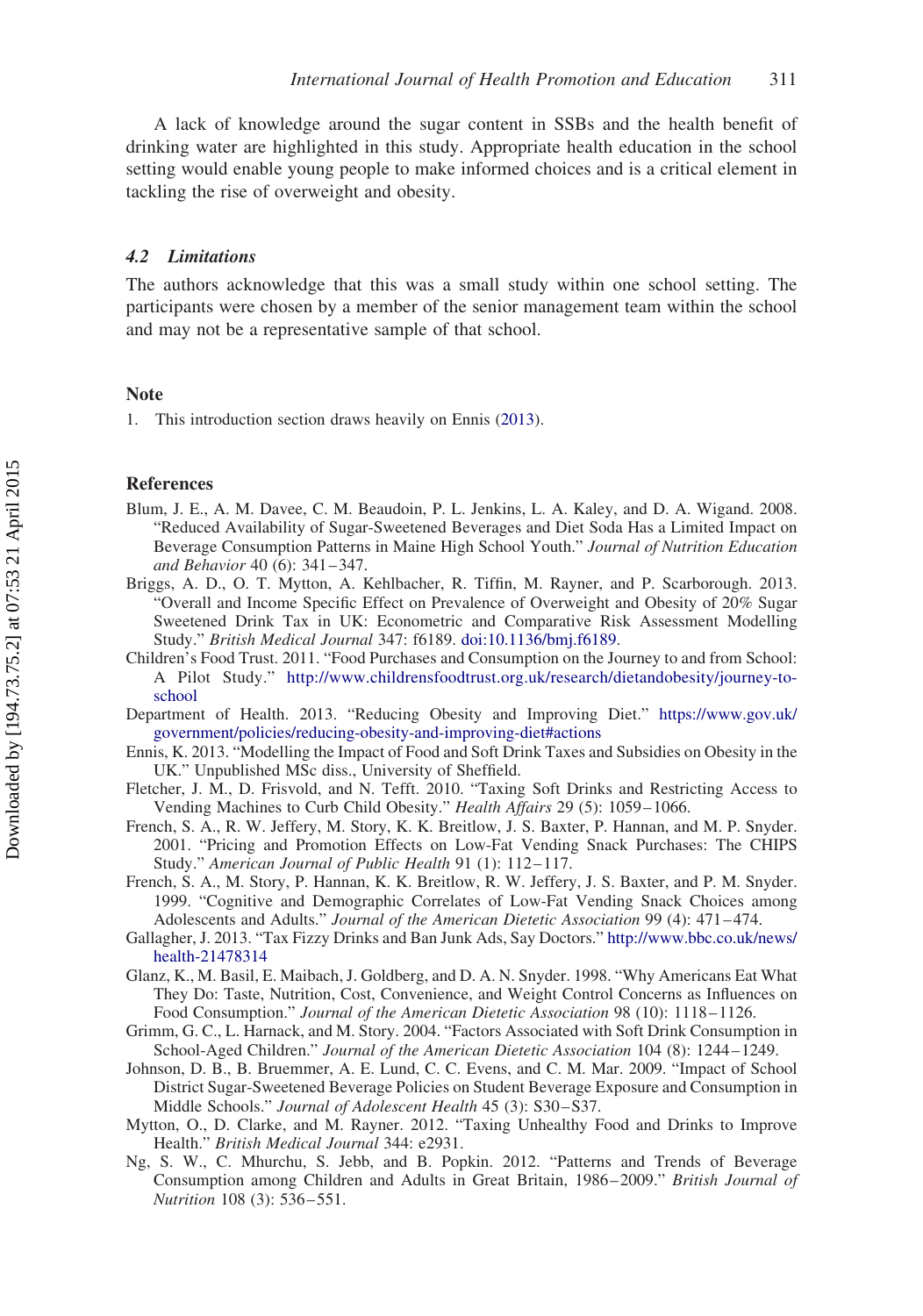A lack of knowledge around the sugar content in SSBs and the health benefit of drinking water are highlighted in this study. Appropriate health education in the school setting would enable young people to make informed choices and is a critical element in tackling the rise of overweight and obesity.

### 4.2 Limitations

The authors acknowledge that this was a small study within one school setting. The participants were chosen by a member of the senior management team within the school and may not be a representative sample of that school.

## Note

1. This introduction section draws heavily on Ennis (2013).

## References

Blum, J. E., A. M. Davee, C. M. Beaudoin, P. L. Jenkins, L. A. Kaley, and D. A. Wigand. 2008. "Reduced Availability of Sugar-Sweetened Beverages and Diet Soda Has a Limited Impact on Beverage Consumption Patterns in Maine High School Youth." *Journal of Nutrition Education and Behavior* 40 (6): 341–347.

Briggs, A. D., O. T. Mytton, A. Kehlbacher, R. Tiffin, M. Rayner, and P. Scarborough. 2013. "Overall and Income Specific Effect on Prevalence of Overweight and Obesity of 20% Sugar Sweetened Drink Tax in UK: Econometric and Comparative Risk Assessment Modelling Study." *British Medical Journal* 347: f6189. doi:10.1136/bmj.f6189.

Children's Food Trust. 2011. "Food Purchases and Consumption on the Journey to and from School: A Pilot Study." http://www.childrensfoodtrust.org.uk/research/dietandobesity/journey-to-school

Department of Health. 2013. "Reducing Obesity and Improving Diet." https://www.gov.uk/government/policies/reducing-obesity-and-improving-diet#actions

Ennis, K. 2013. "Modelling the Impact of Food and Soft Drink Taxes and Subsidies on Obesity in the UK." Unpublished MSc diss., University of Sheffield.

Fletcher, J. M., D. Frisvold, and N. Tefft. 2010. "Taxing Soft Drinks and Restricting Access to Vending Machines to Curb Child Obesity." *Health Affairs* 29 (5): 1059–1066.

French, S. A., R. W. Jeffery, M. Story, K. K. Breitlow, J. S. Baxter, P. Hannan, and M. P. Snyder. 2001. "Pricing and Promotion Effects on Low-Fat Vending Snack Purchases: The CHIPS Study." *American Journal of Public Health* 91 (1): 112–117.

French, S. A., M. Story, P. Hannan, K. K. Breitlow, R. W. Jeffery, J. S. Baxter, and P. M. Snyder. 1999. "Cognitive and Demographic Correlates of Low-Fat Vending Snack Choices among Adolescents and Adults." *Journal of the American Dietetic Association* 99 (4): 471–474.

Gallagher, J. 2013. "Tax Fizzy Drinks and Ban Junk Ads, Say Doctors." http://www.bbc.co.uk/news/health-21478314

Glanz, K., M. Basil, E. Maibach, J. Goldberg, and D. A. N. Snyder. 1998. "Why Americans Eat What They Do: Taste, Nutrition, Cost, Convenience, and Weight Control Concerns as Influences on Food Consumption." *Journal of the American Dietetic Association* 98 (10): 1118–1126.

Grimm, G. C., L. Harnack, and M. Story. 2004. "Factors Associated with Soft Drink Consumption in School-Aged Children." *Journal of the American Dietetic Association* 104 (8): 1244–1249.

Johnson, D. B., B. Bruemmer, A. E. Lund, C. C. Evens, and C. M. Mar. 2009. "Impact of School District Sugar-Sweetened Beverage Policies on Student Beverage Exposure and Consumption in Middle Schools." *Journal of Adolescent Health* 45 (3): S30–S37.

Mytton, O., D. Clarke, and M. Rayner. 2012. "Taxing Unhealthy Food and Drinks to Improve Health." *British Medical Journal* 344: e2931.

Ng, S. W., C. Mhurchu, S. Jebb, and B. Popkin. 2012. "Patterns and Trends of Beverage Consumption among Children and Adults in Great Britain, 1986–2009." *British Journal of Nutrition* 108 (3): 536–551.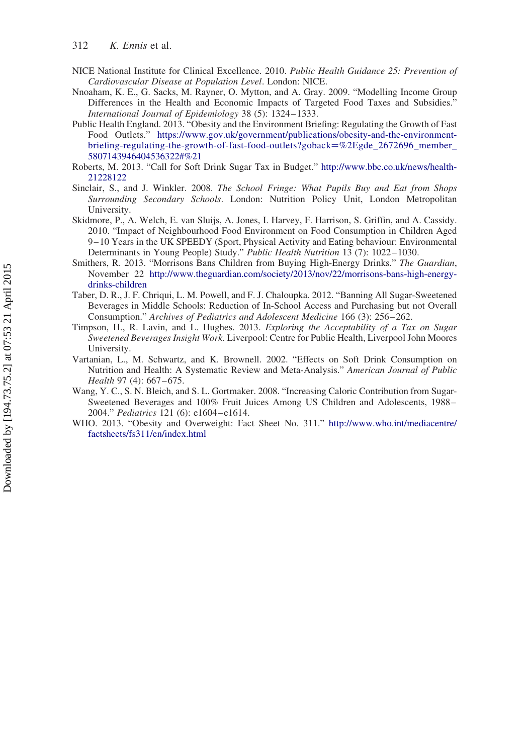NICE National Institute for Clinical Excellence. 2010. *Public Health Guidance 25: Prevention of Cardiovascular Disease at Population Level*. London: NICE.

Nnoaham, K. E., G. Sacks, M. Rayner, O. Mytton, and A. Gray. 2009. "Modelling Income Group Differences in the Health and Economic Impacts of Targeted Food Taxes and Subsidies." *International Journal of Epidemiology* 38 (5): 1324–1333.

Public Health England. 2013. "Obesity and the Environment Briefing: Regulating the Growth of Fast Food Outlets." https://www.gov.uk/government/publications/obesity-and-the-environment-briefing-regulating-the-growth-of-fast-food-outlets?goback=%2Egde_2672696_member_5807143946404536322#%21

Roberts, M. 2013. "Call for Soft Drink Sugar Tax in Budget." http://www.bbc.co.uk/news/health-21228122

Sinclair, S., and J. Winkler. 2008. *The School Fringe: What Pupils Buy and Eat from Shops Surrounding Secondary Schools*. London: Nutrition Policy Unit, London Metropolitan University.

Skidmore, P., A. Welch, E. van Sluijs, A. Jones, I. Harvey, F. Harrison, S. Griffin, and A. Cassidy. 2010. "Impact of Neighbourhood Food Environment on Food Consumption in Children Aged 9–10 Years in the UK SPEEDY (Sport, Physical Activity and Eating behaviour: Environmental Determinants in Young People) Study." *Public Health Nutrition* 13 (7): 1022–1030.

Smithers, R. 2013. "Morrisons Bans Children from Buying High-Energy Drinks." *The Guardian*, November 22 http://www.theguardian.com/society/2013/nov/22/morrisons-bans-high-energy-drinks-children

Taber, D. R., J. F. Chriqui, L. M. Powell, and F. J. Chaloupka. 2012. "Banning All Sugar-Sweetened Beverages in Middle Schools: Reduction of In-School Access and Purchasing but not Overall Consumption." *Archives of Pediatrics and Adolescent Medicine* 166 (3): 256–262.

Timpson, H., R. Lavin, and L. Hughes. 2013. *Exploring the Acceptability of a Tax on Sugar Sweetened Beverages Insight Work*. Liverpool: Centre for Public Health, Liverpool John Moores University.

Vartanian, L., M. Schwartz, and K. Brownell. 2002. "Effects on Soft Drink Consumption on Nutrition and Health: A Systematic Review and Meta-Analysis." *American Journal of Public Health* 97 (4): 667–675.

Wang, Y. C., S. N. Bleich, and S. L. Gortmaker. 2008. "Increasing Caloric Contribution from Sugar-Sweetened Beverages and 100% Fruit Juices Among US Children and Adolescents, 1988–2004." *Pediatrics* 121 (6): e1604–e1614.

WHO. 2013. "Obesity and Overweight: Fact Sheet No. 311." http://www.who.int/mediacentre/factsheets/fs311/en/index.html